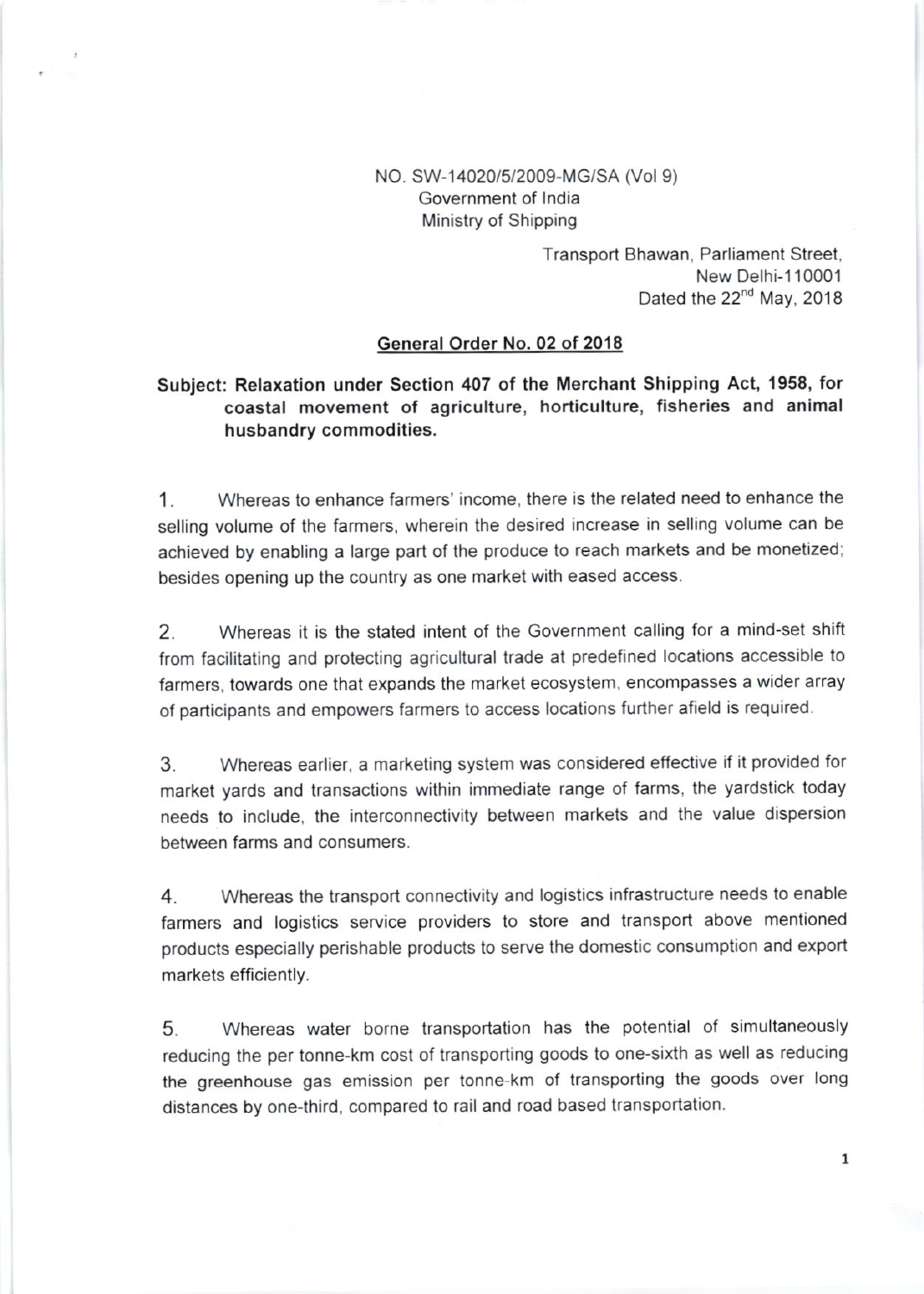NO. SW-14020/5/2009-MG/SA (Vol 9)
Government of India
Ministry of Shipping

Transport Bhawan, Parliament Street,
New Delhi-110001
Dated the 22nd May, 2018

## General Order No. 02 of 2018

**Subject: Relaxation under Section 407 of the Merchant Shipping Act, 1958, for coastal movement of agriculture, horticulture, fisheries and animal husbandry commodities.**

1. Whereas to enhance farmers' income, there is the related need to enhance the selling volume of the farmers, wherein the desired increase in selling volume can be achieved by enabling a large part of the produce to reach markets and be monetized; besides opening up the country as one market with eased access.

2. Whereas it is the stated intent of the Government calling for a mind-set shift from facilitating and protecting agricultural trade at predefined locations accessible to farmers, towards one that expands the market ecosystem, encompasses a wider array of participants and empowers farmers to access locations further afield is required.

3. Whereas earlier, a marketing system was considered effective if it provided for market yards and transactions within immediate range of farms, the yardstick today needs to include, the interconnectivity between markets and the value dispersion between farms and consumers.

4. Whereas the transport connectivity and logistics infrastructure needs to enable farmers and logistics service providers to store and transport above mentioned products especially perishable products to serve the domestic consumption and export markets efficiently.

5. Whereas water borne transportation has the potential of simultaneously reducing the per tonne-km cost of transporting goods to one-sixth as well as reducing the greenhouse gas emission per tonne-km of transporting the goods over long distances by one-third, compared to rail and road based transportation.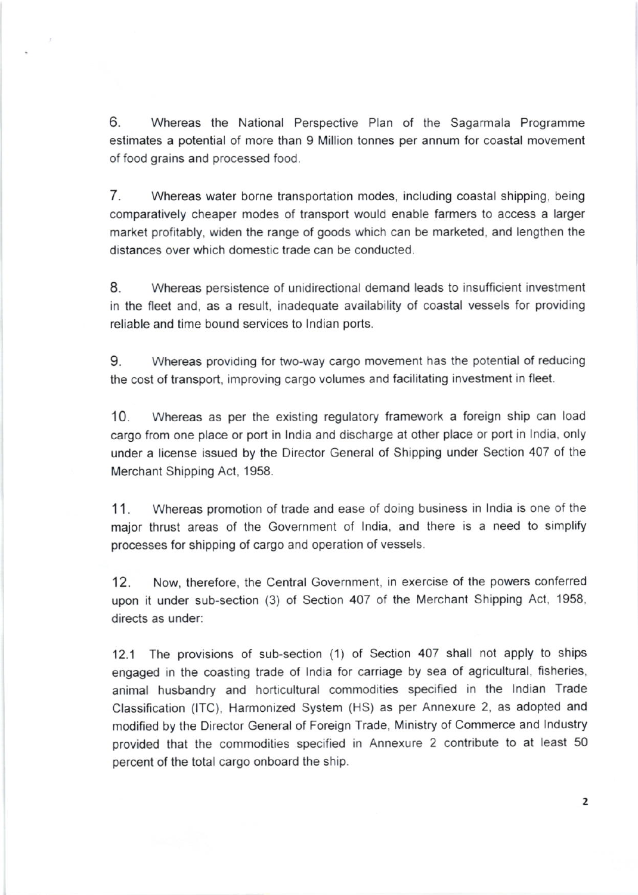6. Whereas the National Perspective Plan of the Sagarmala Programme estimates a potential of more than 9 Million tonnes per annum for coastal movement of food grains and processed food.

7. Whereas water borne transportation modes, including coastal shipping, being comparatively cheaper modes of transport would enable farmers to access a larger market profitably, widen the range of goods which can be marketed, and lengthen the distances over which domestic trade can be conducted.

8. Whereas persistence of unidirectional demand leads to insufficient investment in the fleet and, as a result, inadequate availability of coastal vessels for providing reliable and time bound services to Indian ports.

9. Whereas providing for two-way cargo movement has the potential of reducing the cost of transport, improving cargo volumes and facilitating investment in fleet.

10. Whereas as per the existing regulatory framework a foreign ship can load cargo from one place or port in India and discharge at other place or port in India, only under a license issued by the Director General of Shipping under Section 407 of the Merchant Shipping Act, 1958.

11. Whereas promotion of trade and ease of doing business in India is one of the major thrust areas of the Government of India, and there is a need to simplify processes for shipping of cargo and operation of vessels.

12. Now, therefore, the Central Government, in exercise of the powers conferred upon it under sub-section (3) of Section 407 of the Merchant Shipping Act, 1958, directs as under:

12.1 The provisions of sub-section (1) of Section 407 shall not apply to ships engaged in the coasting trade of India for carriage by sea of agricultural, fisheries, animal husbandry and horticultural commodities specified in the Indian Trade Classification (ITC), Harmonized System (HS) as per Annexure 2, as adopted and modified by the Director General of Foreign Trade, Ministry of Commerce and Industry provided that the commodities specified in Annexure 2 contribute to at least 50 percent of the total cargo onboard the ship.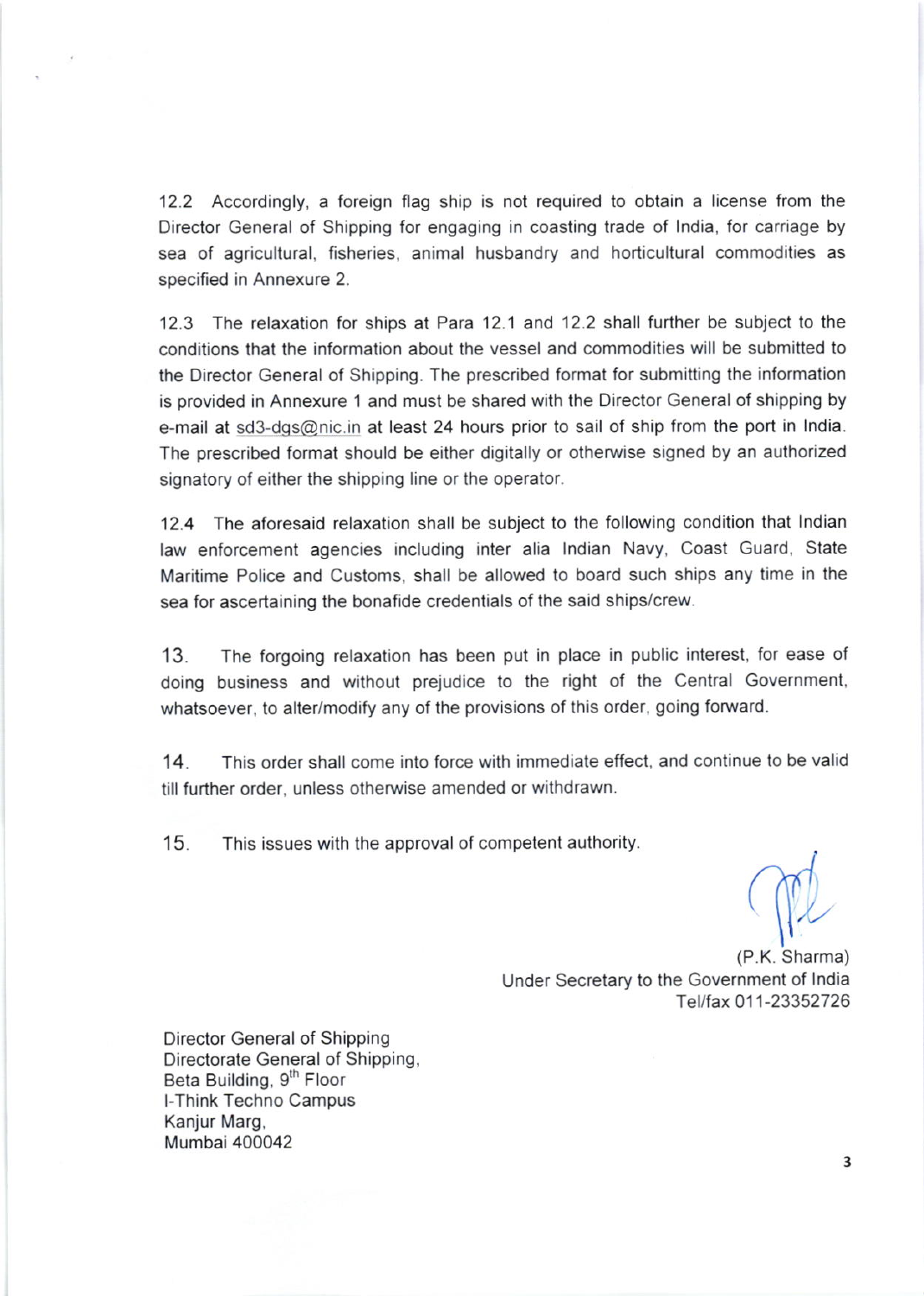12.2 Accordingly, a foreign flag ship is not required to obtain a license from the Director General of Shipping for engaging in coasting trade of India, for carriage by sea of agricultural, fisheries, animal husbandry and horticultural commodities as specified in Annexure 2.

12.3 The relaxation for ships at Para 12.1 and 12.2 shall further be subject to the conditions that the information about the vessel and commodities will be submitted to the Director General of Shipping. The prescribed format for submitting the information is provided in Annexure 1 and must be shared with the Director General of shipping by e-mail at sd3-dgs@nic.in at least 24 hours prior to sail of ship from the port in India. The prescribed format should be either digitally or otherwise signed by an authorized signatory of either the shipping line or the operator.

12.4 The aforesaid relaxation shall be subject to the following condition that Indian law enforcement agencies including inter alia Indian Navy, Coast Guard, State Maritime Police and Customs, shall be allowed to board such ships any time in the sea for ascertaining the bonafide credentials of the said ships/crew.

13. The forgoing relaxation has been put in place in public interest, for ease of doing business and without prejudice to the right of the Central Government, whatsoever, to alter/modify any of the provisions of this order, going forward.

14. This order shall come into force with immediate effect, and continue to be valid till further order, unless otherwise amended or withdrawn.

15. This issues with the approval of competent authority.

(P.K. Sharma)
Under Secretary to the Government of India
Tel/fax 011-23352726

Director General of Shipping
Directorate General of Shipping,
Beta Building, 9th Floor
I-Think Techno Campus
Kanjur Marg,
Mumbai 400042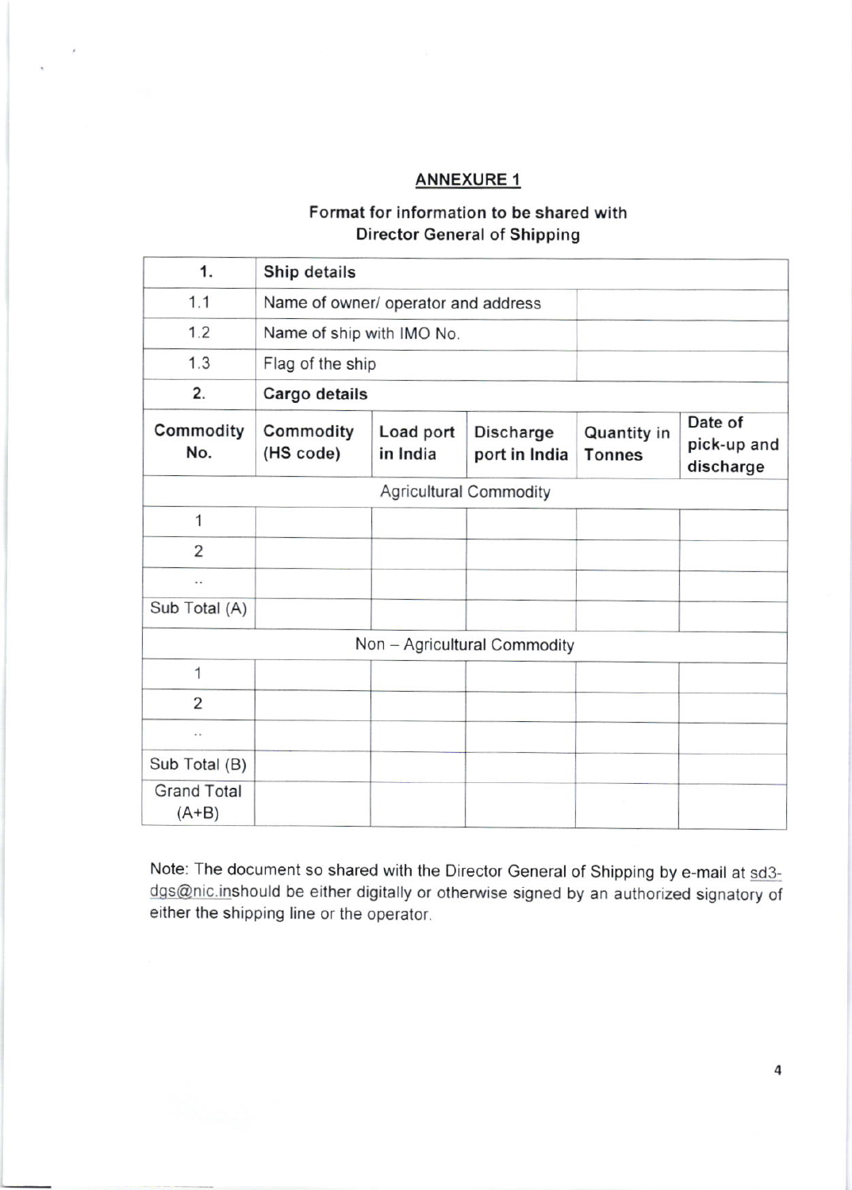## ANNEXURE 1

**Format for information to be shared with Director General of Shipping**

| **1.** | **Ship details** | | | | |
|---|---|---|---|---|---|
| 1.1 | Name of owner/ operator and address | | | | |
| 1.2 | Name of ship with IMO No. | | | | |
| 1.3 | Flag of the ship | | | | |
| **2.** | **Cargo details** | | | | |
| **Commodity No.** | **Commodity (HS code)** | **Load port in India** | **Discharge port in India** | **Quantity in Tonnes** | **Date of pick-up and discharge** |
| | | Agricultural Commodity | | | |
| 1 | | | | | |
| 2 | | | | | |
| .. | | | | | |
| Sub Total (A) | | | | | |
| | | Non – Agricultural Commodity | | | |
| 1 | | | | | |
| 2 | | | | | |
| .. | | | | | |
| Sub Total (B) | | | | | |
| Grand Total (A+B) | | | | | |

Note: The document so shared with the Director General of Shipping by e-mail at sd3-dgs@nic.inshould be either digitally or otherwise signed by an authorized signatory of either the shipping line or the operator.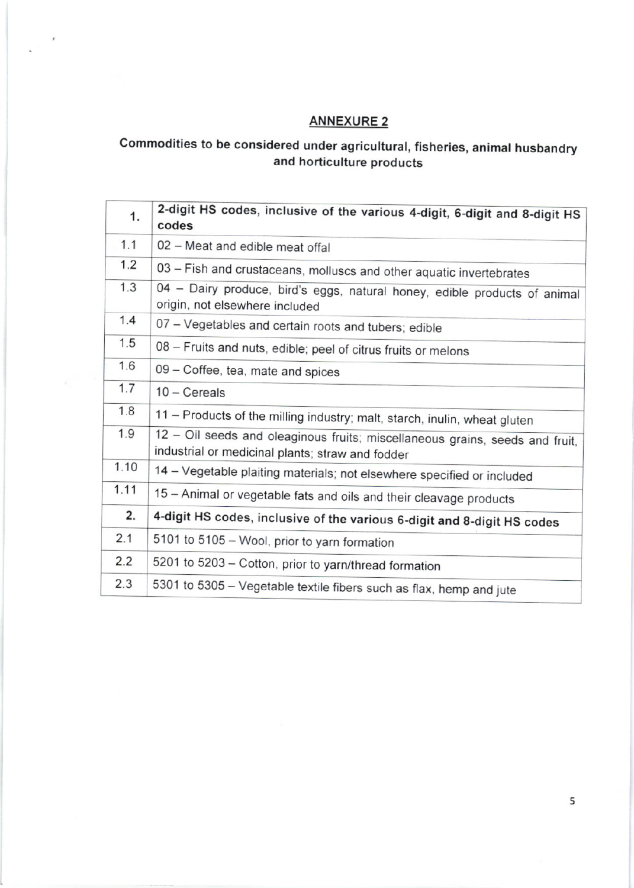## ANNEXURE 2

### Commodities to be considered under agricultural, fisheries, animal husbandry and horticulture products

| | |
|---|---|
| **1.** | **2-digit HS codes, inclusive of the various 4-digit, 6-digit and 8-digit HS codes** |
| 1.1 | 02 – Meat and edible meat offal |
| 1.2 | 03 – Fish and crustaceans, molluscs and other aquatic invertebrates |
| 1.3 | 04 – Dairy produce, bird's eggs, natural honey, edible products of animal origin, not elsewhere included |
| 1.4 | 07 – Vegetables and certain roots and tubers; edible |
| 1.5 | 08 – Fruits and nuts, edible; peel of citrus fruits or melons |
| 1.6 | 09 – Coffee, tea, mate and spices |
| 1.7 | 10 – Cereals |
| 1.8 | 11 – Products of the milling industry; malt, starch, inulin, wheat gluten |
| 1.9 | 12 – Oil seeds and oleaginous fruits; miscellaneous grains, seeds and fruit, industrial or medicinal plants; straw and fodder |
| 1.10 | 14 – Vegetable plaiting materials; not elsewhere specified or included |
| 1.11 | 15 – Animal or vegetable fats and oils and their cleavage products |
| **2.** | **4-digit HS codes, inclusive of the various 6-digit and 8-digit HS codes** |
| 2.1 | 5101 to 5105 – Wool, prior to yarn formation |
| 2.2 | 5201 to 5203 – Cotton, prior to yarn/thread formation |
| 2.3 | 5301 to 5305 – Vegetable textile fibers such as flax, hemp and jute |